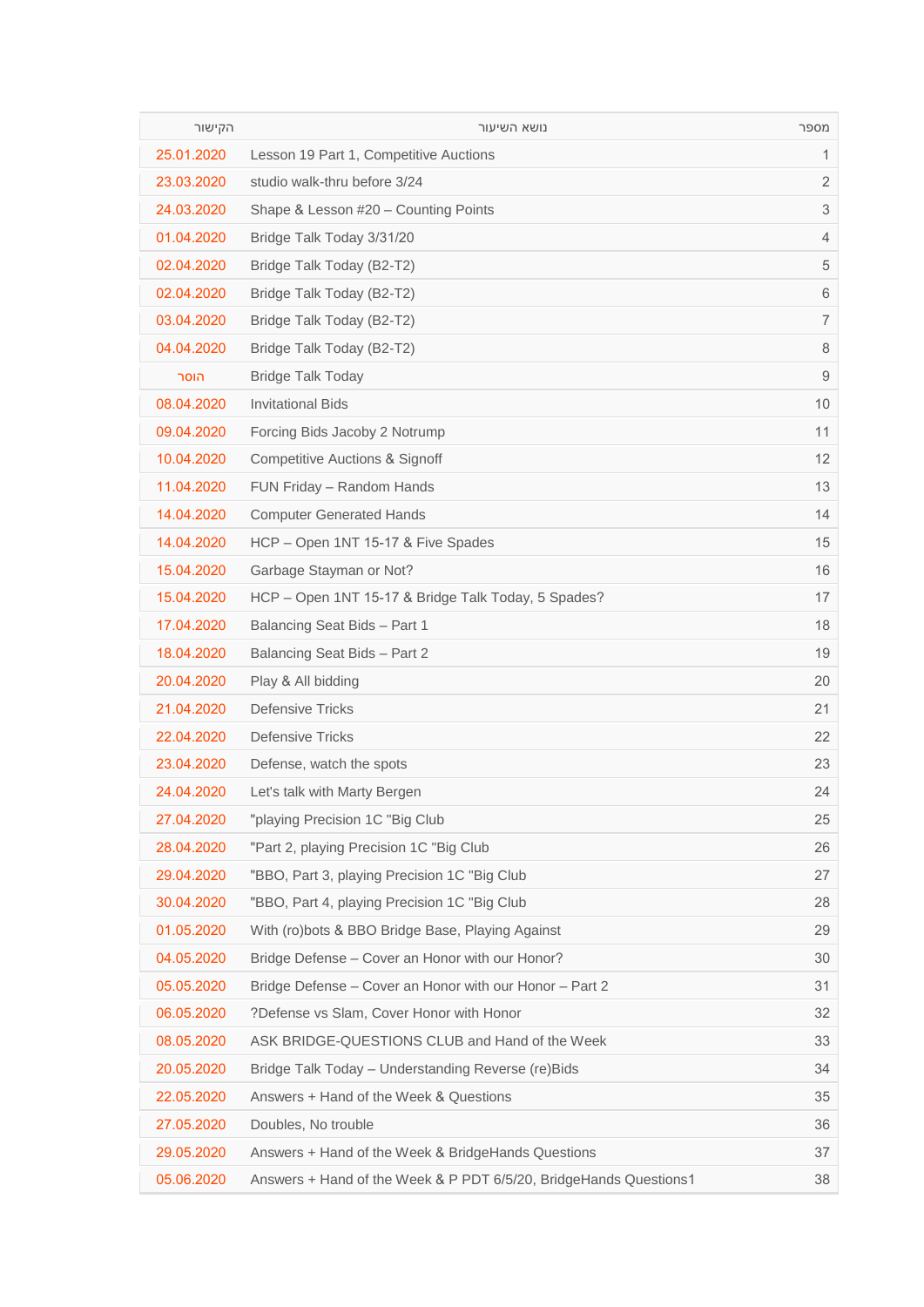| הקישור | נושא השיעור | מספר |
|---|---|---|
| 25.01.2020 | Lesson 19 Part 1, Competitive Auctions | 1 |
| 23.03.2020 | studio walk-thru before 3/24 | 2 |
| 24.03.2020 | Shape & Lesson #20 – Counting Points | 3 |
| 01.04.2020 | Bridge Talk Today 3/31/20 | 4 |
| 02.04.2020 | Bridge Talk Today (B2-T2) | 5 |
| 02.04.2020 | Bridge Talk Today (B2-T2) | 6 |
| 03.04.2020 | Bridge Talk Today (B2-T2) | 7 |
| 04.04.2020 | Bridge Talk Today (B2-T2) | 8 |
| הוסר | Bridge Talk Today | 9 |
| 08.04.2020 | Invitational Bids | 10 |
| 09.04.2020 | Forcing Bids Jacoby 2 Notrump | 11 |
| 10.04.2020 | Competitive Auctions & Signoff | 12 |
| 11.04.2020 | FUN Friday – Random Hands | 13 |
| 14.04.2020 | Computer Generated Hands | 14 |
| 14.04.2020 | HCP – Open 1NT 15-17 & Five Spades | 15 |
| 15.04.2020 | Garbage Stayman or Not? | 16 |
| 15.04.2020 | HCP – Open 1NT 15-17 & Bridge Talk Today, 5 Spades? | 17 |
| 17.04.2020 | Balancing Seat Bids – Part 1 | 18 |
| 18.04.2020 | Balancing Seat Bids – Part 2 | 19 |
| 20.04.2020 | Play & All bidding | 20 |
| 21.04.2020 | Defensive Tricks | 21 |
| 22.04.2020 | Defensive Tricks | 22 |
| 23.04.2020 | Defense, watch the spots | 23 |
| 24.04.2020 | Let's talk with Marty Bergen | 24 |
| 27.04.2020 | "playing Precision 1C "Big Club | 25 |
| 28.04.2020 | "Part 2, playing Precision 1C "Big Club | 26 |
| 29.04.2020 | "BBO, Part 3, playing Precision 1C "Big Club | 27 |
| 30.04.2020 | "BBO, Part 4, playing Precision 1C "Big Club | 28 |
| 01.05.2020 | With (ro)bots & BBO Bridge Base, Playing Against | 29 |
| 04.05.2020 | Bridge Defense – Cover an Honor with our Honor? | 30 |
| 05.05.2020 | Bridge Defense – Cover an Honor with our Honor – Part 2 | 31 |
| 06.05.2020 | ?Defense vs Slam, Cover Honor with Honor | 32 |
| 08.05.2020 | ASK BRIDGE-QUESTIONS CLUB and Hand of the Week | 33 |
| 20.05.2020 | Bridge Talk Today – Understanding Reverse (re)Bids | 34 |
| 22.05.2020 | Answers + Hand of the Week & Questions | 35 |
| 27.05.2020 | Doubles, No trouble | 36 |
| 29.05.2020 | Answers + Hand of the Week & BridgeHands Questions | 37 |
| 05.06.2020 | Answers + Hand of the Week & P PDT 6/5/20, BridgeHands Questions1 | 38 |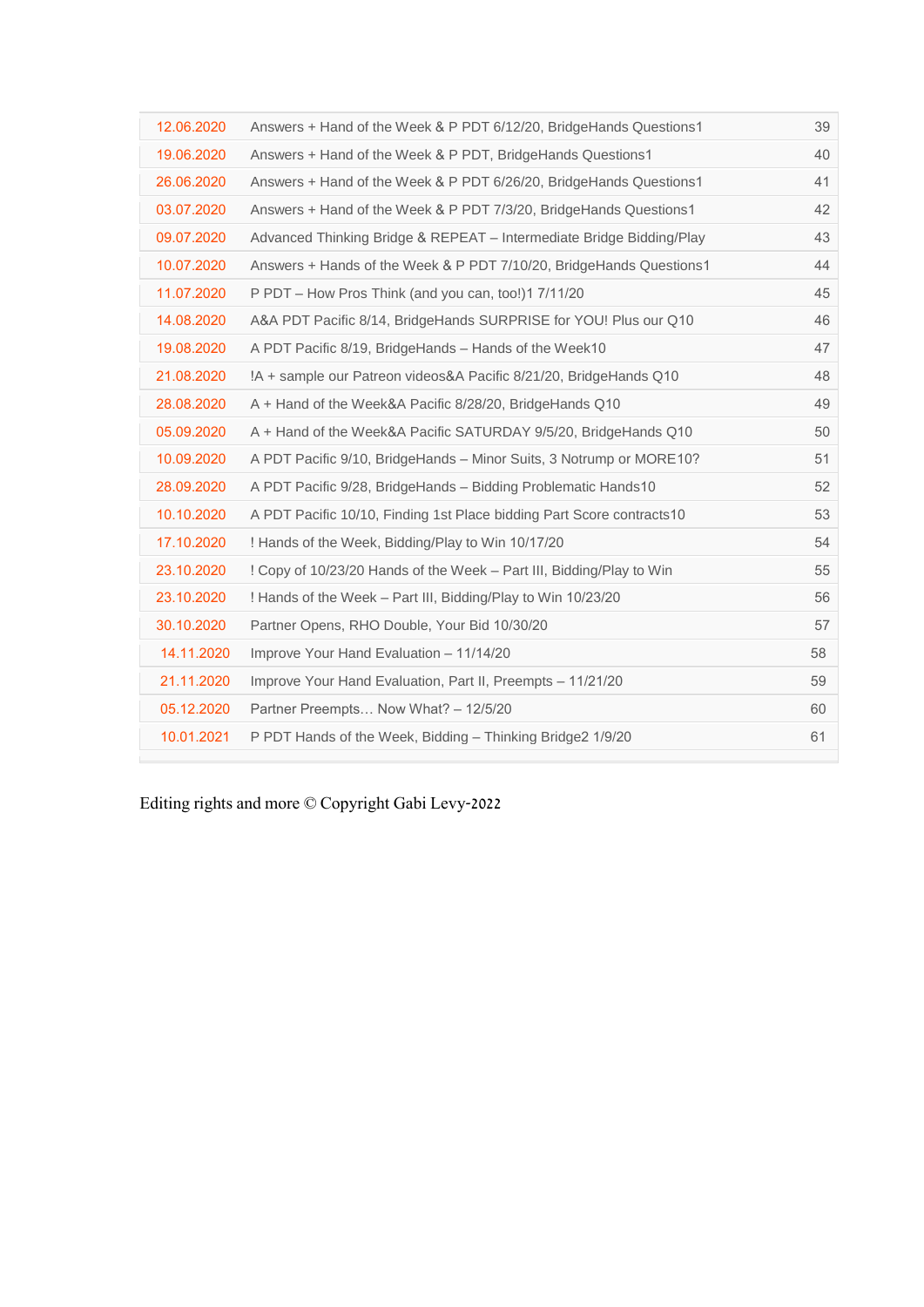| | | |
|---|---|---|
| 12.06.2020 | Answers + Hand of the Week & P PDT 6/12/20, BridgeHands Questions1 | 39 |
| 19.06.2020 | Answers + Hand of the Week & P PDT, BridgeHands Questions1 | 40 |
| 26.06.2020 | Answers + Hand of the Week & P PDT 6/26/20, BridgeHands Questions1 | 41 |
| 03.07.2020 | Answers + Hand of the Week & P PDT 7/3/20, BridgeHands Questions1 | 42 |
| 09.07.2020 | Advanced Thinking Bridge & REPEAT – Intermediate Bridge Bidding/Play | 43 |
| 10.07.2020 | Answers + Hands of the Week & P PDT 7/10/20, BridgeHands Questions1 | 44 |
| 11.07.2020 | P PDT – How Pros Think (and you can, too!)1 7/11/20 | 45 |
| 14.08.2020 | A&A PDT Pacific 8/14, BridgeHands SURPRISE for YOU! Plus our Q10 | 46 |
| 19.08.2020 | A PDT Pacific 8/19, BridgeHands – Hands of the Week10 | 47 |
| 21.08.2020 | !A + sample our Patreon videos&A Pacific 8/21/20, BridgeHands Q10 | 48 |
| 28.08.2020 | A + Hand of the Week&A Pacific 8/28/20, BridgeHands Q10 | 49 |
| 05.09.2020 | A + Hand of the Week&A Pacific SATURDAY 9/5/20, BridgeHands Q10 | 50 |
| 10.09.2020 | A PDT Pacific 9/10, BridgeHands – Minor Suits, 3 Notrump or MORE10? | 51 |
| 28.09.2020 | A PDT Pacific 9/28, BridgeHands – Bidding Problematic Hands10 | 52 |
| 10.10.2020 | A PDT Pacific 10/10, Finding 1st Place bidding Part Score contracts10 | 53 |
| 17.10.2020 | ! Hands of the Week, Bidding/Play to Win 10/17/20 | 54 |
| 23.10.2020 | ! Copy of 10/23/20 Hands of the Week – Part III, Bidding/Play to Win | 55 |
| 23.10.2020 | ! Hands of the Week – Part III, Bidding/Play to Win 10/23/20 | 56 |
| 30.10.2020 | Partner Opens, RHO Double, Your Bid 10/30/20 | 57 |
| 14.11.2020 | Improve Your Hand Evaluation – 11/14/20 | 58 |
| 21.11.2020 | Improve Your Hand Evaluation, Part II, Preempts – 11/21/20 | 59 |
| 05.12.2020 | Partner Preempts… Now What? – 12/5/20 | 60 |
| 10.01.2021 | P PDT Hands of the Week, Bidding – Thinking Bridge2 1/9/20 | 61 |

Editing rights and more © Copyright Gabi Levy-2022